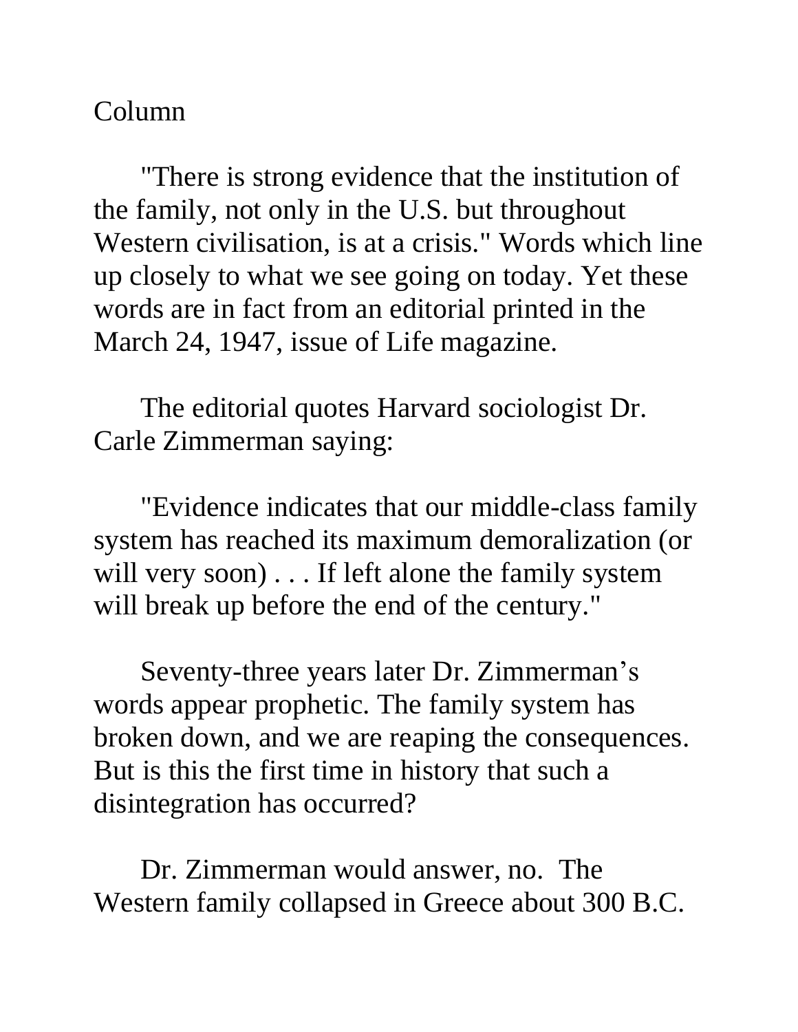Column

"There is strong evidence that the institution of the family, not only in the U.S. but throughout Western civilisation, is at a crisis." Words which line up closely to what we see going on today. Yet these words are in fact from an editorial printed in the March 24, 1947, issue of Life magazine.

The editorial quotes Harvard sociologist Dr. Carle Zimmerman saying:

"Evidence indicates that our middle-class family system has reached its maximum demoralization (or will very soon) . . . If left alone the family system will break up before the end of the century."

Seventy-three years later Dr. Zimmerman's words appear prophetic. The family system has broken down, and we are reaping the consequences. But is this the first time in history that such a disintegration has occurred?

Dr. Zimmerman would answer, no. The Western family collapsed in Greece about 300 B.C.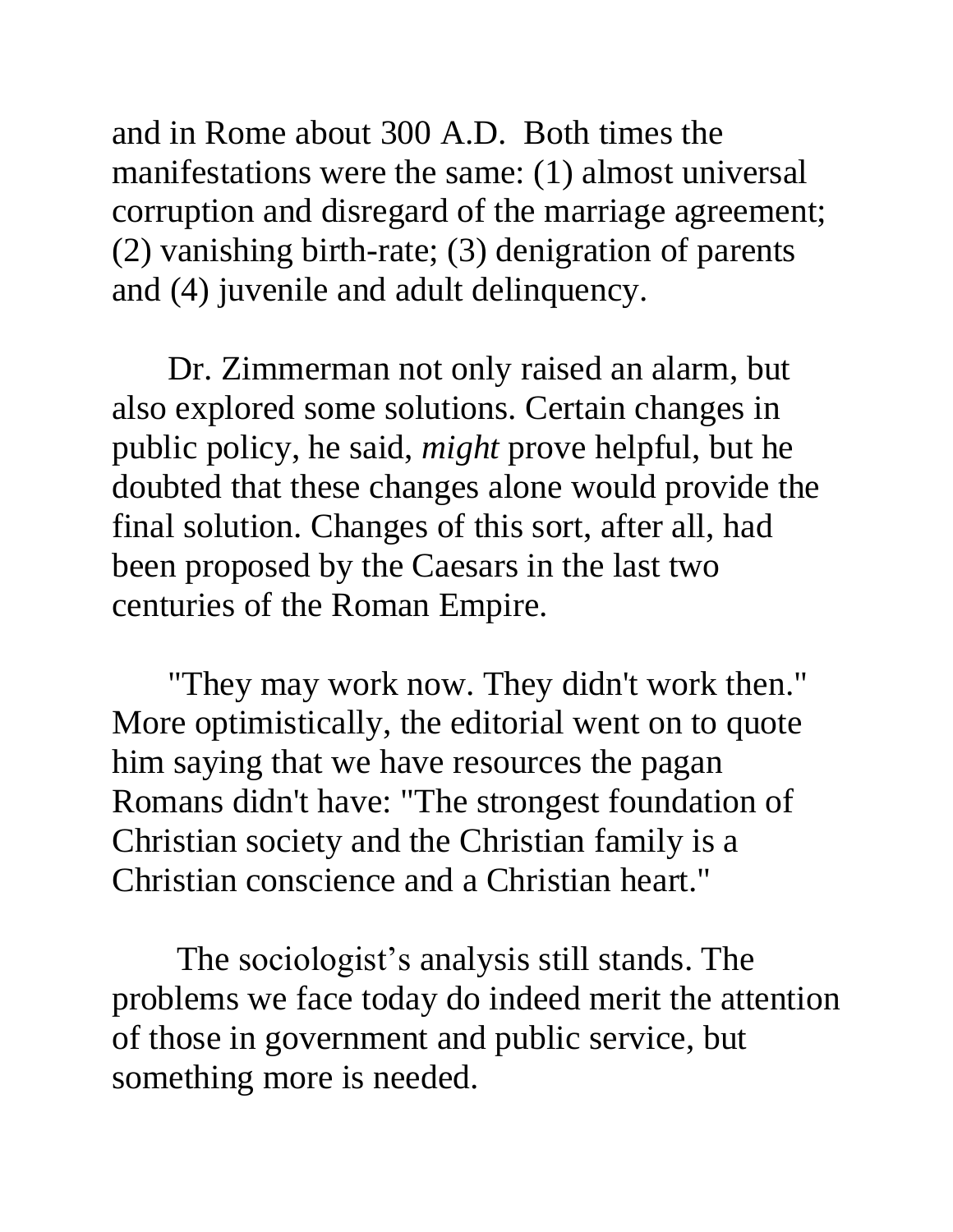and in Rome about 300 A.D. Both times the manifestations were the same: (1) almost universal corruption and disregard of the marriage agreement; (2) vanishing birth-rate; (3) denigration of parents and (4) juvenile and adult delinquency.

Dr. Zimmerman not only raised an alarm, but also explored some solutions. Certain changes in public policy, he said, *might* prove helpful, but he doubted that these changes alone would provide the final solution. Changes of this sort, after all, had been proposed by the Caesars in the last two centuries of the Roman Empire.

"They may work now. They didn't work then." More optimistically, the editorial went on to quote him saying that we have resources the pagan Romans didn't have: "The strongest foundation of Christian society and the Christian family is a Christian conscience and a Christian heart."

The sociologist's analysis still stands. The problems we face today do indeed merit the attention of those in government and public service, but something more is needed.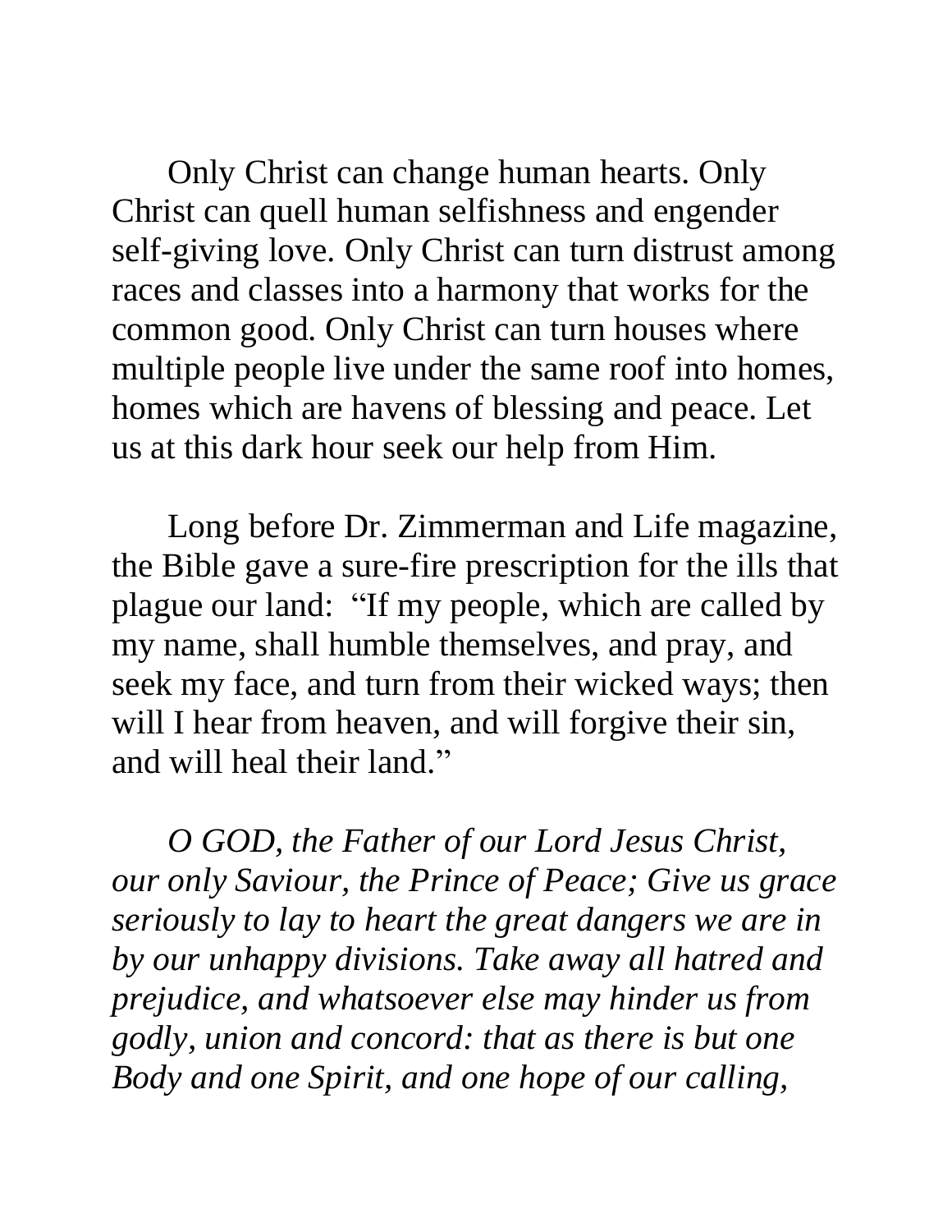Only Christ can change human hearts. Only Christ can quell human selfishness and engender self-giving love. Only Christ can turn distrust among races and classes into a harmony that works for the common good. Only Christ can turn houses where multiple people live under the same roof into homes, homes which are havens of blessing and peace. Let us at this dark hour seek our help from Him.

Long before Dr. Zimmerman and Life magazine, the Bible gave a sure-fire prescription for the ills that plague our land: "If my people, which are called by my name, shall humble themselves, and pray, and seek my face, and turn from their wicked ways; then will I hear from heaven, and will forgive their sin, and will heal their land."

*O GOD, the Father of our Lord Jesus Christ, our only Saviour, the Prince of Peace; Give us grace seriously to lay to heart the great dangers we are in by our unhappy divisions. Take away all hatred and prejudice, and whatsoever else may hinder us from godly, union and concord: that as there is but one Body and one Spirit, and one hope of our calling,*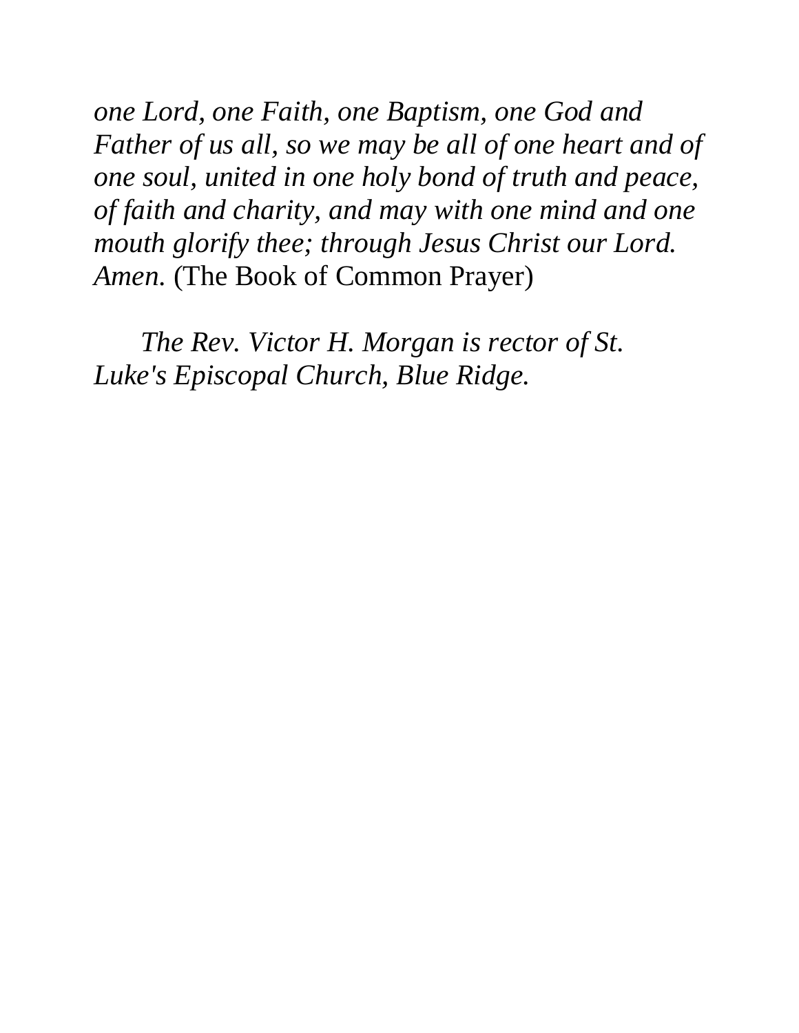*one Lord, one Faith, one Baptism, one God and Father of us all, so we may be all of one heart and of one soul, united in one holy bond of truth and peace, of faith and charity, and may with one mind and one mouth glorify thee; through Jesus Christ our Lord. Amen.* (The Book of Common Prayer)

*The Rev. Victor H. Morgan is rector of St. Luke's Episcopal Church, Blue Ridge.*